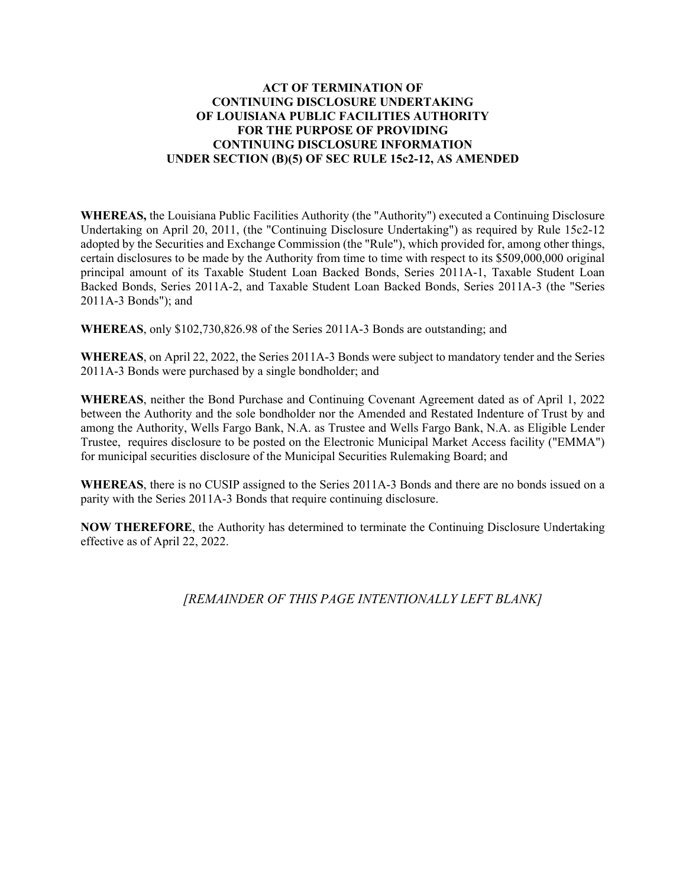# ACT OF TERMINATION OF CONTINUING DISCLOSURE UNDERTAKING OF LOUISIANA PUBLIC FACILITIES AUTHORITY FOR THE PURPOSE OF PROVIDING CONTINUING DISCLOSURE INFORMATION UNDER SECTION (B)(5) OF SEC RULE 15c2-12, AS AMENDED

**WHEREAS,** the Louisiana Public Facilities Authority (the "Authority") executed a Continuing Disclosure Undertaking on April 20, 2011, (the "Continuing Disclosure Undertaking") as required by Rule 15c2-12 adopted by the Securities and Exchange Commission (the "Rule"), which provided for, among other things, certain disclosures to be made by the Authority from time to time with respect to its $509,000,000 original principal amount of its Taxable Student Loan Backed Bonds, Series 2011A-1, Taxable Student Loan Backed Bonds, Series 2011A-2, and Taxable Student Loan Backed Bonds, Series 2011A-3 (the "Series 2011A-3 Bonds"); and

**WHEREAS**, only $102,730,826.98 of the Series 2011A-3 Bonds are outstanding; and

**WHEREAS**, on April 22, 2022, the Series 2011A-3 Bonds were subject to mandatory tender and the Series 2011A-3 Bonds were purchased by a single bondholder; and

**WHEREAS**, neither the Bond Purchase and Continuing Covenant Agreement dated as of April 1, 2022 between the Authority and the sole bondholder nor the Amended and Restated Indenture of Trust by and among the Authority, Wells Fargo Bank, N.A. as Trustee and Wells Fargo Bank, N.A. as Eligible Lender Trustee, requires disclosure to be posted on the Electronic Municipal Market Access facility ("EMMA") for municipal securities disclosure of the Municipal Securities Rulemaking Board; and

**WHEREAS**, there is no CUSIP assigned to the Series 2011A-3 Bonds and there are no bonds issued on a parity with the Series 2011A-3 Bonds that require continuing disclosure.

**NOW THEREFORE**, the Authority has determined to terminate the Continuing Disclosure Undertaking effective as of April 22, 2022.

*[REMAINDER OF THIS PAGE INTENTIONALLY LEFT BLANK]*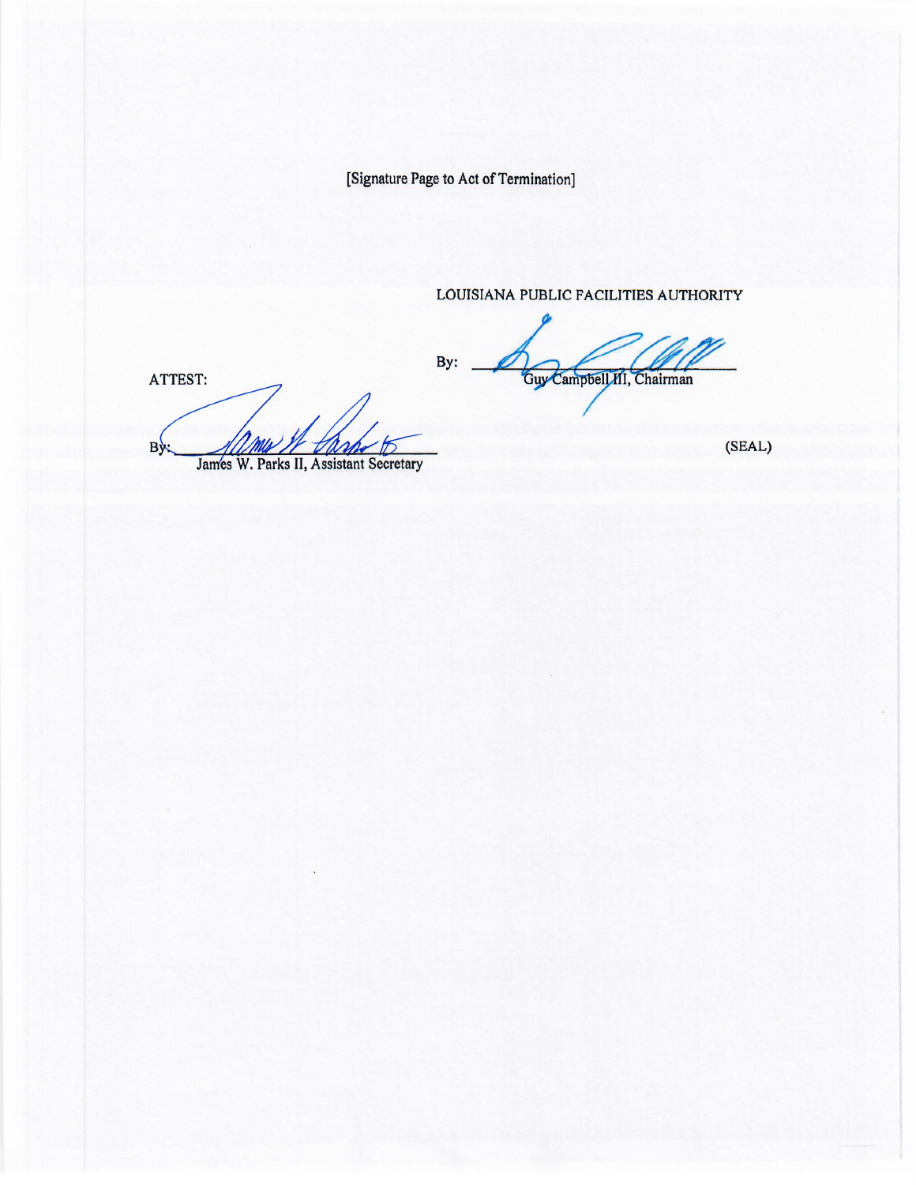[Signature Page to Act of Termination]

LOUISIANA PUBLIC FACILITIES AUTHORITY

By: ______________________
Guy Campbell III, Chairman

ATTEST:

By: ______________________
James W. Parks II, Assistant Secretary

(SEAL)